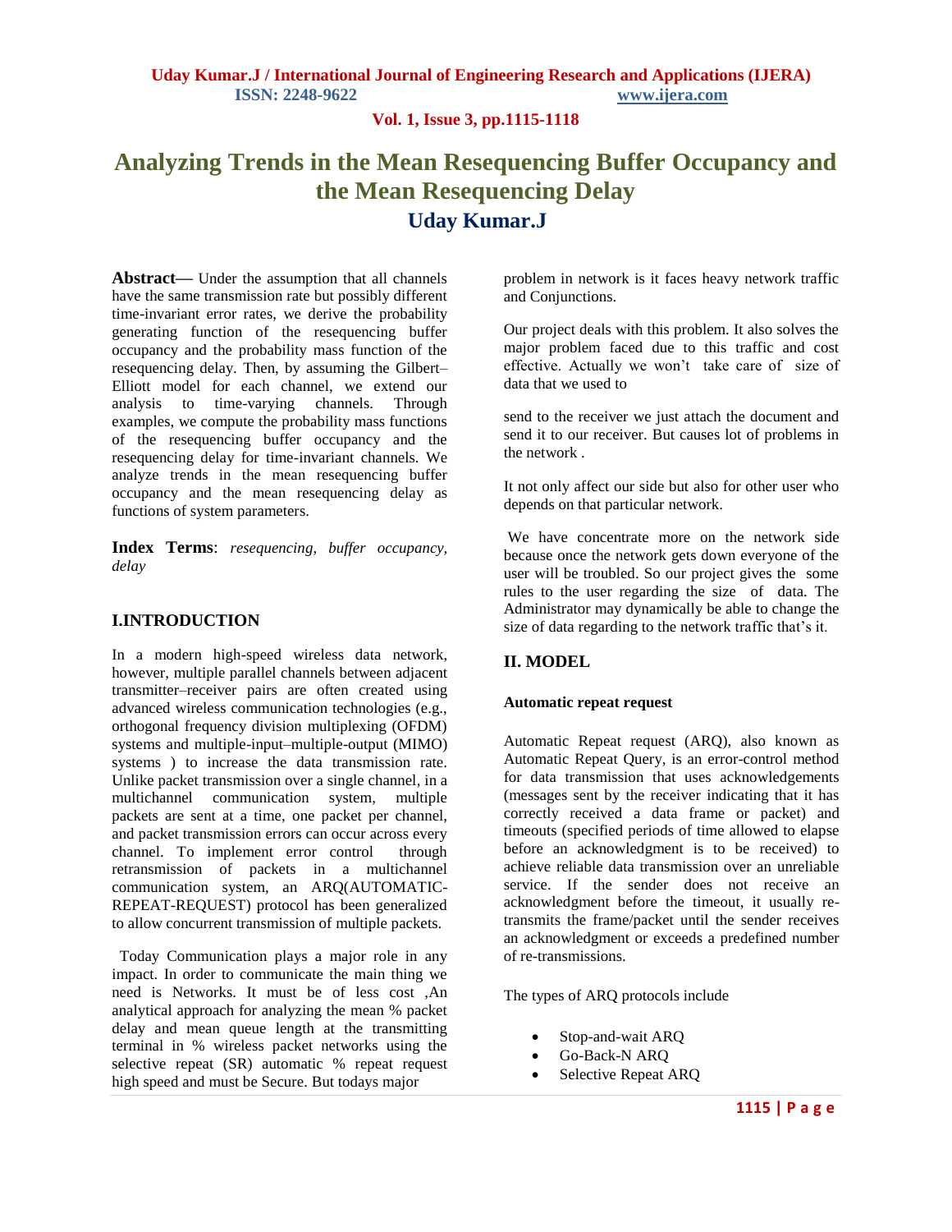# Analyzing Trends in the Mean Resequencing Buffer Occupancy and the Mean Resequencing Delay

**Uday Kumar.J**

**Abstract—** Under the assumption that all channels have the same transmission rate but possibly different time-invariant error rates, we derive the probability generating function of the resequencing buffer occupancy and the probability mass function of the resequencing delay. Then, by assuming the Gilbert–Elliott model for each channel, we extend our analysis to time-varying channels. Through examples, we compute the probability mass functions of the resequencing buffer occupancy and the resequencing delay for time-invariant channels. We analyze trends in the mean resequencing buffer occupancy and the mean resequencing delay as functions of system parameters.

**Index Terms**: *resequencing, buffer occupancy, delay*

## I.INTRODUCTION

In a modern high-speed wireless data network, however, multiple parallel channels between adjacent transmitter–receiver pairs are often created using advanced wireless communication technologies (e.g., orthogonal frequency division multiplexing (OFDM) systems and multiple-input–multiple-output (MIMO) systems ) to increase the data transmission rate. Unlike packet transmission over a single channel, in a multichannel communication system, multiple packets are sent at a time, one packet per channel, and packet transmission errors can occur across every channel. To implement error control through retransmission of packets in a multichannel communication system, an ARQ(AUTOMATIC-REPEAT-REQUEST) protocol has been generalized to allow concurrent transmission of multiple packets.

Today Communication plays a major role in any impact. In order to communicate the main thing we need is Networks. It must be of less cost ,An analytical approach for analyzing the mean % packet delay and mean queue length at the transmitting terminal in % wireless packet networks using the selective repeat (SR) automatic % repeat request high speed and must be Secure. But todays major problem in network is it faces heavy network traffic and Conjunctions.

Our project deals with this problem. It also solves the major problem faced due to this traffic and cost effective. Actually we won't take care of size of data that we used to

send to the receiver we just attach the document and send it to our receiver. But causes lot of problems in the network .

It not only affect our side but also for other user who depends on that particular network.

We have concentrate more on the network side because once the network gets down everyone of the user will be troubled. So our project gives the some rules to the user regarding the size of data. The Administrator may dynamically be able to change the size of data regarding to the network traffic that's it.

## II. MODEL

#### Automatic repeat request

Automatic Repeat request (ARQ), also known as Automatic Repeat Query, is an error-control method for data transmission that uses acknowledgements (messages sent by the receiver indicating that it has correctly received a data frame or packet) and timeouts (specified periods of time allowed to elapse before an acknowledgment is to be received) to achieve reliable data transmission over an unreliable service. If the sender does not receive an acknowledgment before the timeout, it usually re-transmits the frame/packet until the sender receives an acknowledgment or exceeds a predefined number of re-transmissions.

The types of ARQ protocols include

- Stop-and-wait ARQ
- Go-Back-N ARQ
- Selective Repeat ARQ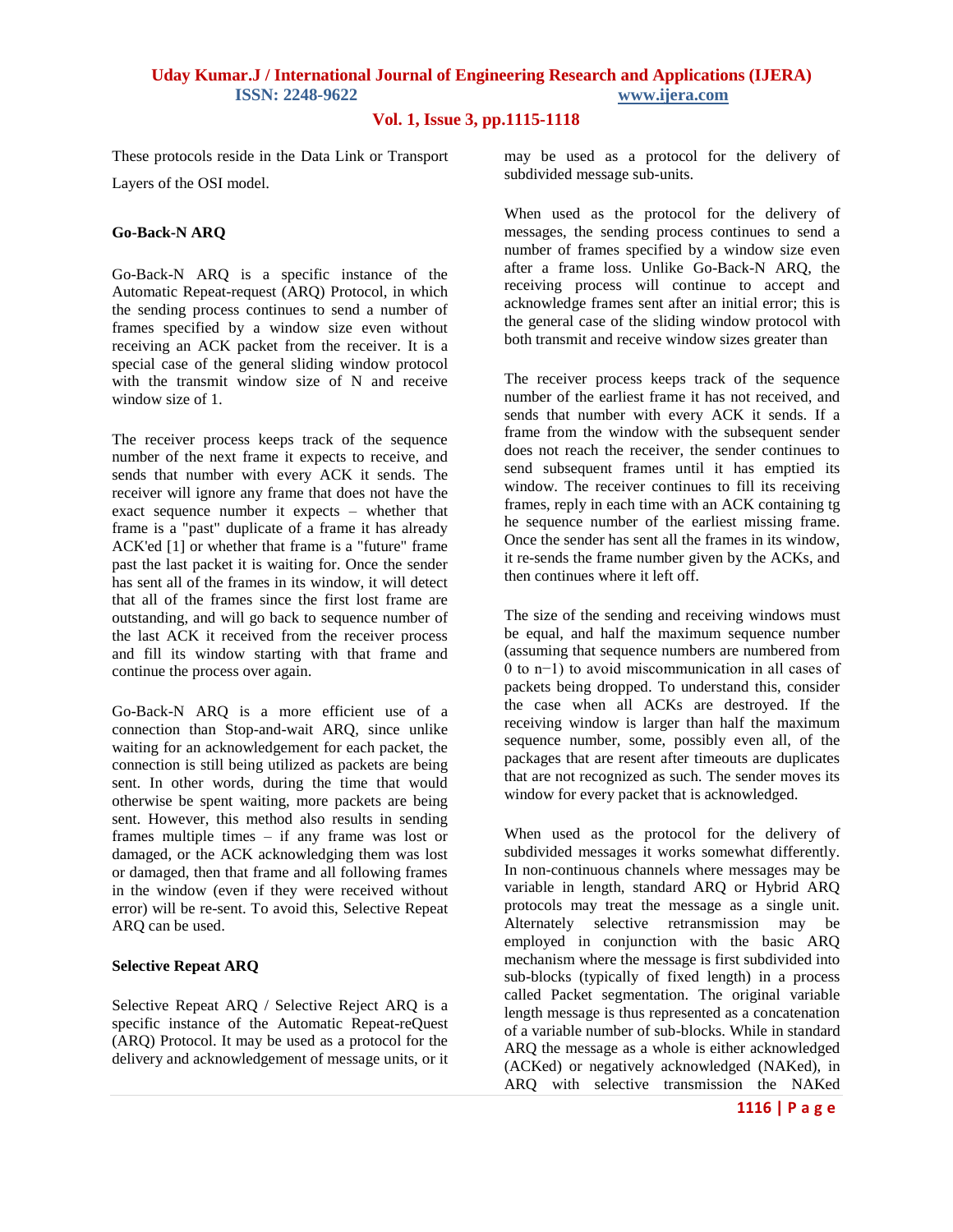These protocols reside in the Data Link or Transport Layers of the OSI model.

**Go-Back-N ARQ**

Go-Back-N ARQ is a specific instance of the Automatic Repeat-request (ARQ) Protocol, in which the sending process continues to send a number of frames specified by a window size even without receiving an ACK packet from the receiver. It is a special case of the general sliding window protocol with the transmit window size of N and receive window size of 1.

The receiver process keeps track of the sequence number of the next frame it expects to receive, and sends that number with every ACK it sends. The receiver will ignore any frame that does not have the exact sequence number it expects – whether that frame is a "past" duplicate of a frame it has already ACK'ed [1] or whether that frame is a "future" frame past the last packet it is waiting for. Once the sender has sent all of the frames in its window, it will detect that all of the frames since the first lost frame are outstanding, and will go back to sequence number of the last ACK it received from the receiver process and fill its window starting with that frame and continue the process over again.

Go-Back-N ARQ is a more efficient use of a connection than Stop-and-wait ARQ, since unlike waiting for an acknowledgement for each packet, the connection is still being utilized as packets are being sent. In other words, during the time that would otherwise be spent waiting, more packets are being sent. However, this method also results in sending frames multiple times – if any frame was lost or damaged, or the ACK acknowledging them was lost or damaged, then that frame and all following frames in the window (even if they were received without error) will be re-sent. To avoid this, Selective Repeat ARQ can be used.

**Selective Repeat ARQ**

Selective Repeat ARQ / Selective Reject ARQ is a specific instance of the Automatic Repeat-reQuest (ARQ) Protocol. It may be used as a protocol for the delivery and acknowledgement of message units, or it may be used as a protocol for the delivery of subdivided message sub-units.

When used as the protocol for the delivery of messages, the sending process continues to send a number of frames specified by a window size even after a frame loss. Unlike Go-Back-N ARQ, the receiving process will continue to accept and acknowledge frames sent after an initial error; this is the general case of the sliding window protocol with both transmit and receive window sizes greater than

The receiver process keeps track of the sequence number of the earliest frame it has not received, and sends that number with every ACK it sends. If a frame from the window with the subsequent sender does not reach the receiver, the sender continues to send subsequent frames until it has emptied its window. The receiver continues to fill its receiving frames, reply in each time with an ACK containing tg he sequence number of the earliest missing frame. Once the sender has sent all the frames in its window, it re-sends the frame number given by the ACKs, and then continues where it left off.

The size of the sending and receiving windows must be equal, and half the maximum sequence number (assuming that sequence numbers are numbered from 0 to n−1) to avoid miscommunication in all cases of packets being dropped. To understand this, consider the case when all ACKs are destroyed. If the receiving window is larger than half the maximum sequence number, some, possibly even all, of the packages that are resent after timeouts are duplicates that are not recognized as such. The sender moves its window for every packet that is acknowledged.

When used as the protocol for the delivery of subdivided messages it works somewhat differently. In non-continuous channels where messages may be variable in length, standard ARQ or Hybrid ARQ protocols may treat the message as a single unit. Alternately selective retransmission may be employed in conjunction with the basic ARQ mechanism where the message is first subdivided into sub-blocks (typically of fixed length) in a process called Packet segmentation. The original variable length message is thus represented as a concatenation of a variable number of sub-blocks. While in standard ARQ the message as a whole is either acknowledged (ACKed) or negatively acknowledged (NAKed), in ARQ with selective transmission the NAKed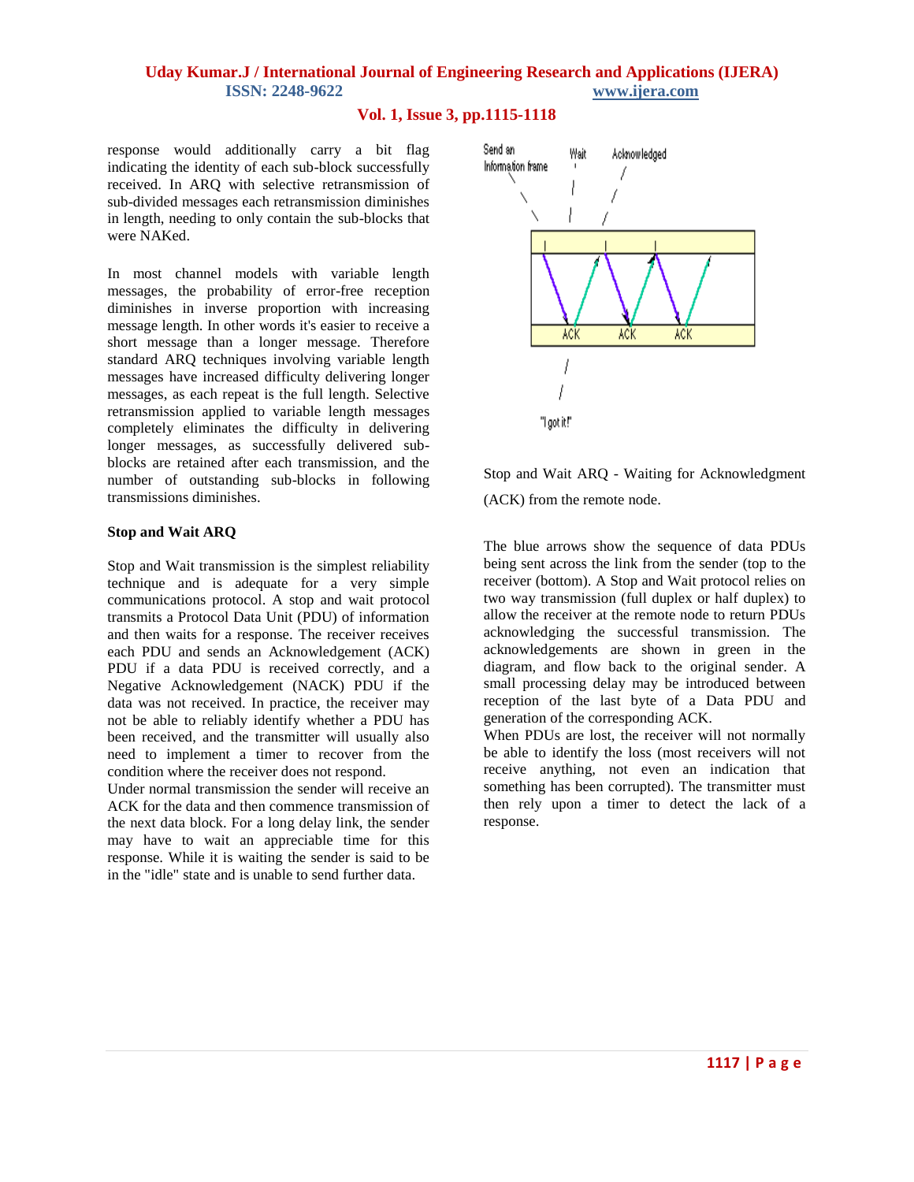response would additionally carry a bit flag indicating the identity of each sub-block successfully received. In ARQ with selective retransmission of sub-divided messages each retransmission diminishes in length, needing to only contain the sub-blocks that were NAKed.

In most channel models with variable length messages, the probability of error-free reception diminishes in inverse proportion with increasing message length. In other words it's easier to receive a short message than a longer message. Therefore standard ARQ techniques involving variable length messages have increased difficulty delivering longer messages, as each repeat is the full length. Selective retransmission applied to variable length messages completely eliminates the difficulty in delivering longer messages, as successfully delivered sub-blocks are retained after each transmission, and the number of outstanding sub-blocks in following transmissions diminishes.

**Stop and Wait ARQ**

Stop and Wait transmission is the simplest reliability technique and is adequate for a very simple communications protocol. A stop and wait protocol transmits a Protocol Data Unit (PDU) of information and then waits for a response. The receiver receives each PDU and sends an Acknowledgement (ACK) PDU if a data PDU is received correctly, and a Negative Acknowledgement (NACK) PDU if the data was not received. In practice, the receiver may not be able to reliably identify whether a PDU has been received, and the transmitter will usually also need to implement a timer to recover from the condition where the receiver does not respond.

Under normal transmission the sender will receive an ACK for the data and then commence transmission of the next data block. For a long delay link, the sender may have to wait an appreciable time for this response. While it is waiting the sender is said to be in the "idle" state and is unable to send further data.

Stop and Wait ARQ - Waiting for Acknowledgment (ACK) from the remote node.

The blue arrows show the sequence of data PDUs being sent across the link from the sender (top to the receiver (bottom). A Stop and Wait protocol relies on two way transmission (full duplex or half duplex) to allow the receiver at the remote node to return PDUs acknowledging the successful transmission. The acknowledgements are shown in green in the diagram, and flow back to the original sender. A small processing delay may be introduced between reception of the last byte of a Data PDU and generation of the corresponding ACK.

When PDUs are lost, the receiver will not normally be able to identify the loss (most receivers will not receive anything, not even an indication that something has been corrupted). The transmitter must then rely upon a timer to detect the lack of a response.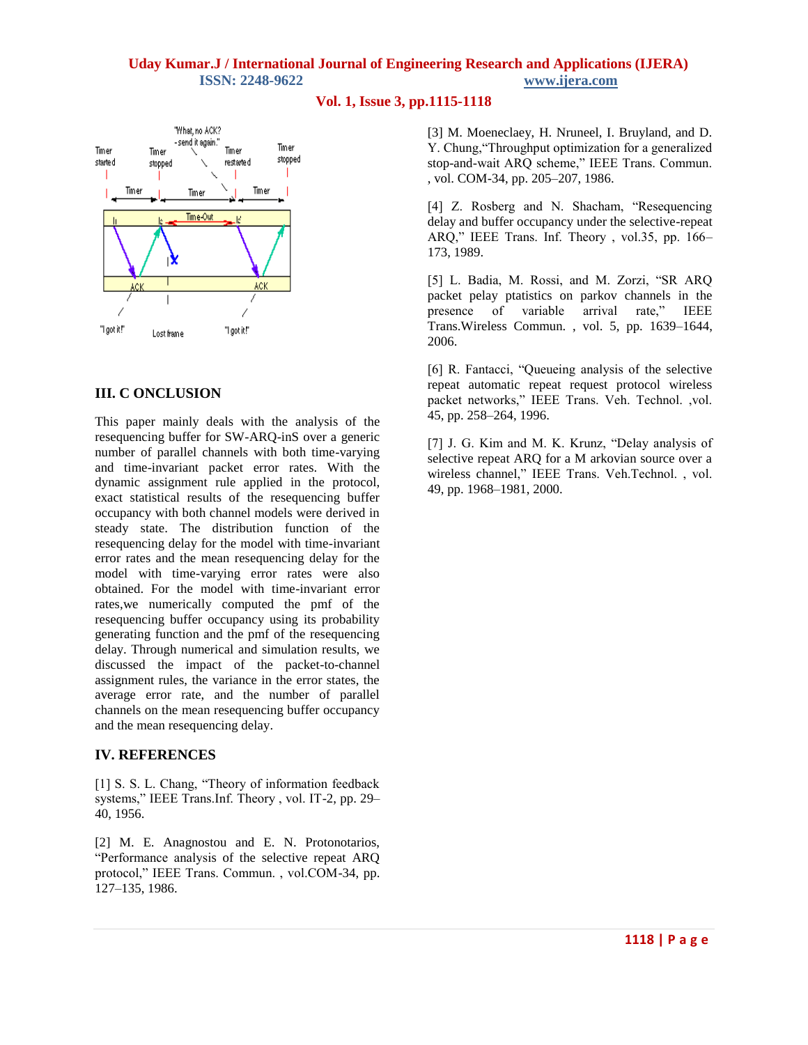Timer started

Timer stopped

"What, no ACK? - send it again."

Timer restarted

Timer stopped

Timer

Timer

Timer

Time-Out

I₁

I₂

I₂'

ACK

ACK

"I got it!"

Lost frame

"I got it!"

## III. CONCLUSION

This paper mainly deals with the analysis of the resequencing buffer for SW-ARQ-inS over a generic number of parallel channels with both time-varying and time-invariant packet error rates. With the dynamic assignment rule applied in the protocol, exact statistical results of the resequencing buffer occupancy with both channel models were derived in steady state. The distribution function of the resequencing delay for the model with time-invariant error rates and the mean resequencing delay for the model with time-varying error rates were also obtained. For the model with time-invariant error rates,we numerically computed the pmf of the resequencing buffer occupancy using its probability generating function and the pmf of the resequencing delay. Through numerical and simulation results, we discussed the impact of the packet-to-channel assignment rules, the variance in the error states, the average error rate, and the number of parallel channels on the mean resequencing buffer occupancy and the mean resequencing delay.

## IV. REFERENCES

[1] S. S. L. Chang, "Theory of information feedback systems," IEEE Trans.Inf. Theory , vol. IT-2, pp. 29–40, 1956.

[2] M. E. Anagnostou and E. N. Protonotarios, "Performance analysis of the selective repeat ARQ protocol," IEEE Trans. Commun. , vol.COM-34, pp. 127–135, 1986.

[3] M. Moeneclaey, H. Nruneel, I. Bruyland, and D. Y. Chung,"Throughput optimization for a generalized stop-and-wait ARQ scheme," IEEE Trans. Commun. , vol. COM-34, pp. 205–207, 1986.

[4] Z. Rosberg and N. Shacham, "Resequencing delay and buffer occupancy under the selective-repeat ARQ," IEEE Trans. Inf. Theory , vol.35, pp. 166–173, 1989.

[5] L. Badia, M. Rossi, and M. Zorzi, "SR ARQ packet pelay ptatistics on parkov channels in the presence of variable arrival rate," IEEE Trans.Wireless Commun. , vol. 5, pp. 1639–1644, 2006.

[6] R. Fantacci, "Queueing analysis of the selective repeat automatic repeat request protocol wireless packet networks," IEEE Trans. Veh. Technol. ,vol. 45, pp. 258–264, 1996.

[7] J. G. Kim and M. K. Krunz, "Delay analysis of selective repeat ARQ for a M arkovian source over a wireless channel," IEEE Trans. Veh.Technol. , vol. 49, pp. 1968–1981, 2000.